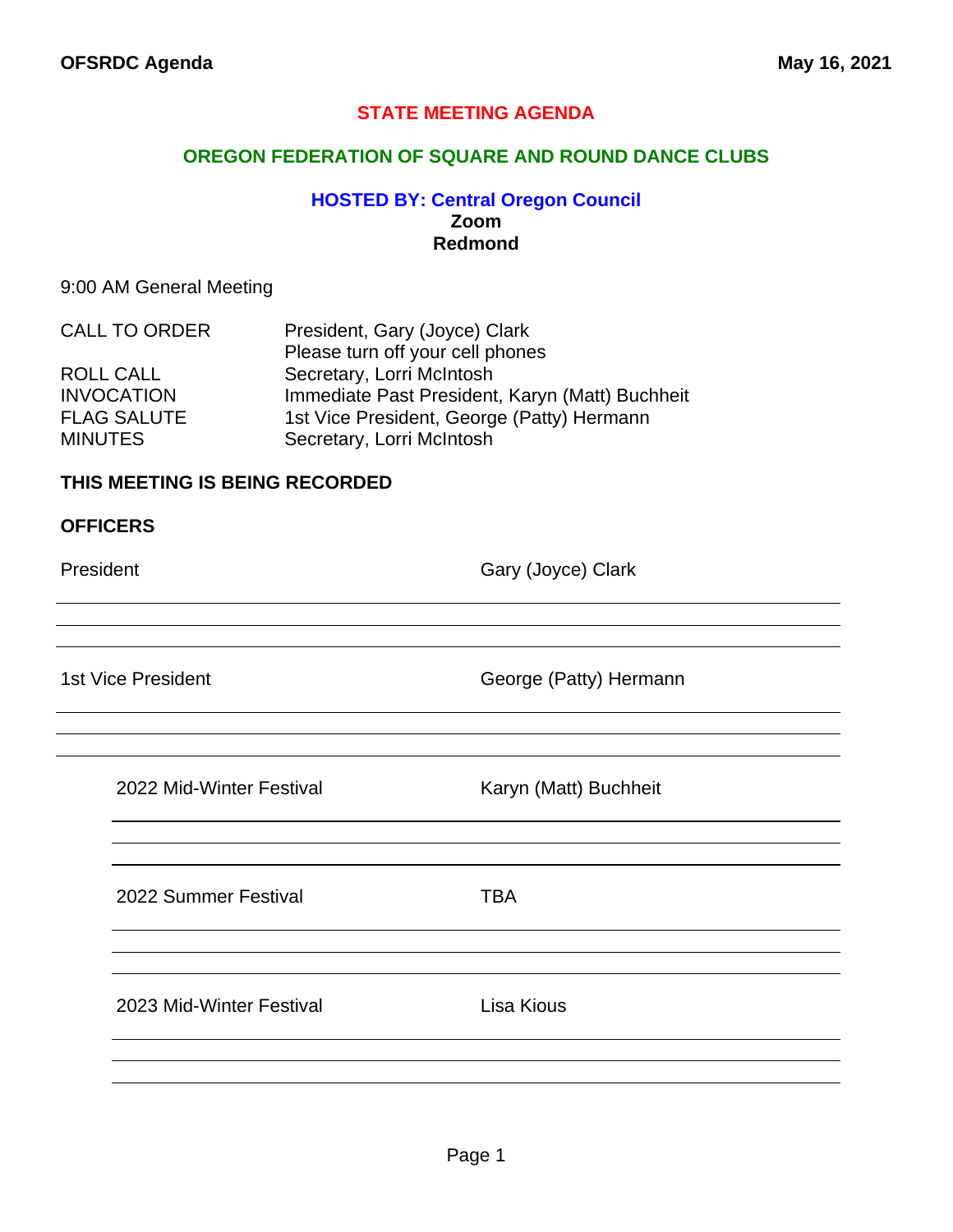# STATE MEETING AGENDA

## OREGON FEDERATION OF SQUARE AND ROUND DANCE CLUBS

### HOSTED BY: Central Oregon Council

**Zoom**

**Redmond**

9:00 AM General Meeting

| | |
|---|---|
| CALL TO ORDER | President, Gary (Joyce) Clark |
| | Please turn off your cell phones |
| ROLL CALL | Secretary, Lorri McIntosh |
| INVOCATION | Immediate Past President, Karyn (Matt) Buchheit |
| FLAG SALUTE | 1st Vice President, George (Patty) Hermann |
| MINUTES | Secretary, Lorri McIntosh |

**THIS MEETING IS BEING RECORDED**

**OFFICERS**

| | |
|---|---|
| President | Gary (Joyce) Clark |
| 1st Vice President | George (Patty) Hermann |
| 2022 Mid-Winter Festival | Karyn (Matt) Buchheit |
| 2022 Summer Festival | TBA |
| 2023 Mid-Winter Festival | Lisa Kious |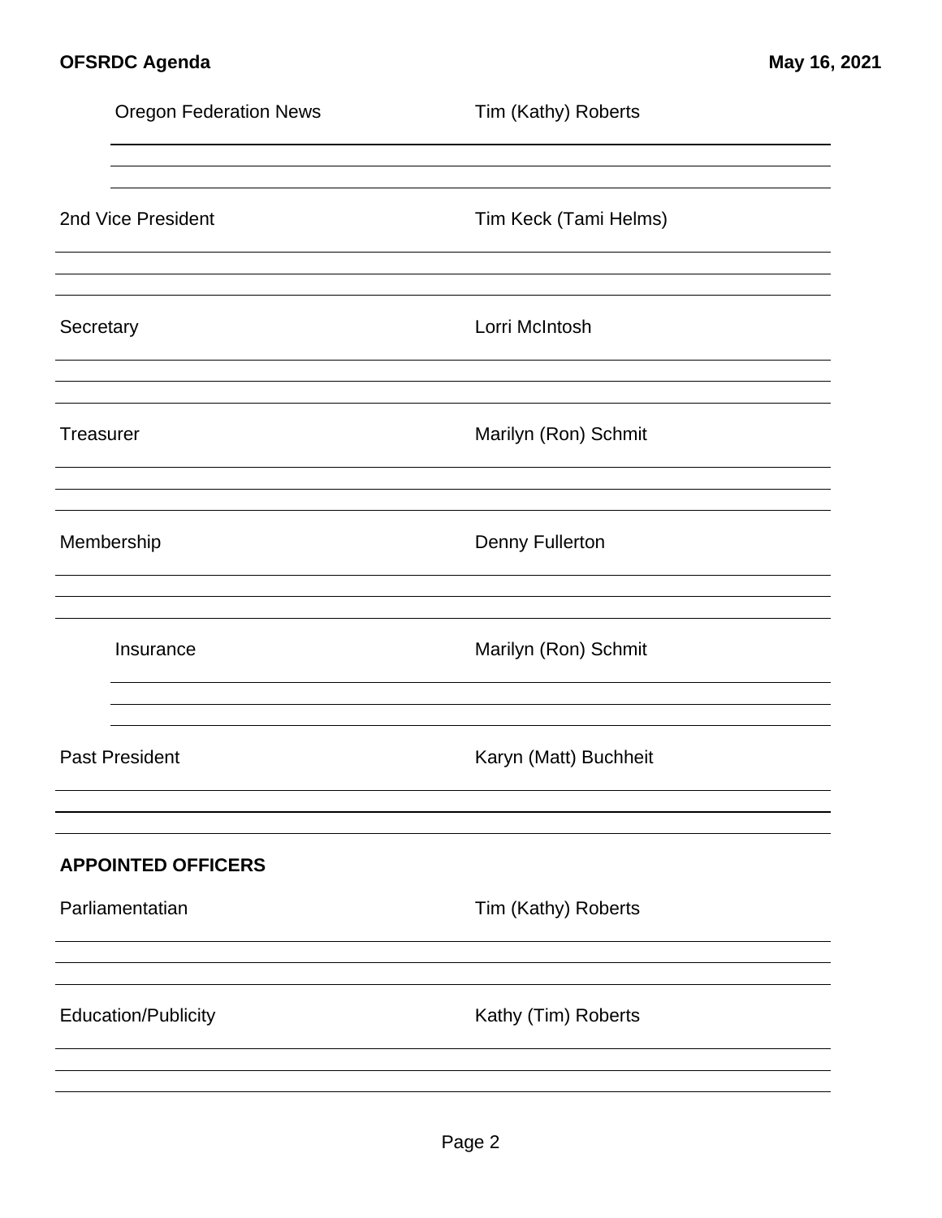Oregon Federation News — Tim (Kathy) Roberts

2nd Vice President — Tim Keck (Tami Helms)

Secretary — Lorri McIntosh

Treasurer — Marilyn (Ron) Schmit

Membership — Denny Fullerton

Insurance — Marilyn (Ron) Schmit

Past President — Karyn (Matt) Buchheit

**APPOINTED OFFICERS**

Parliamentatian — Tim (Kathy) Roberts

Education/Publicity — Kathy (Tim) Roberts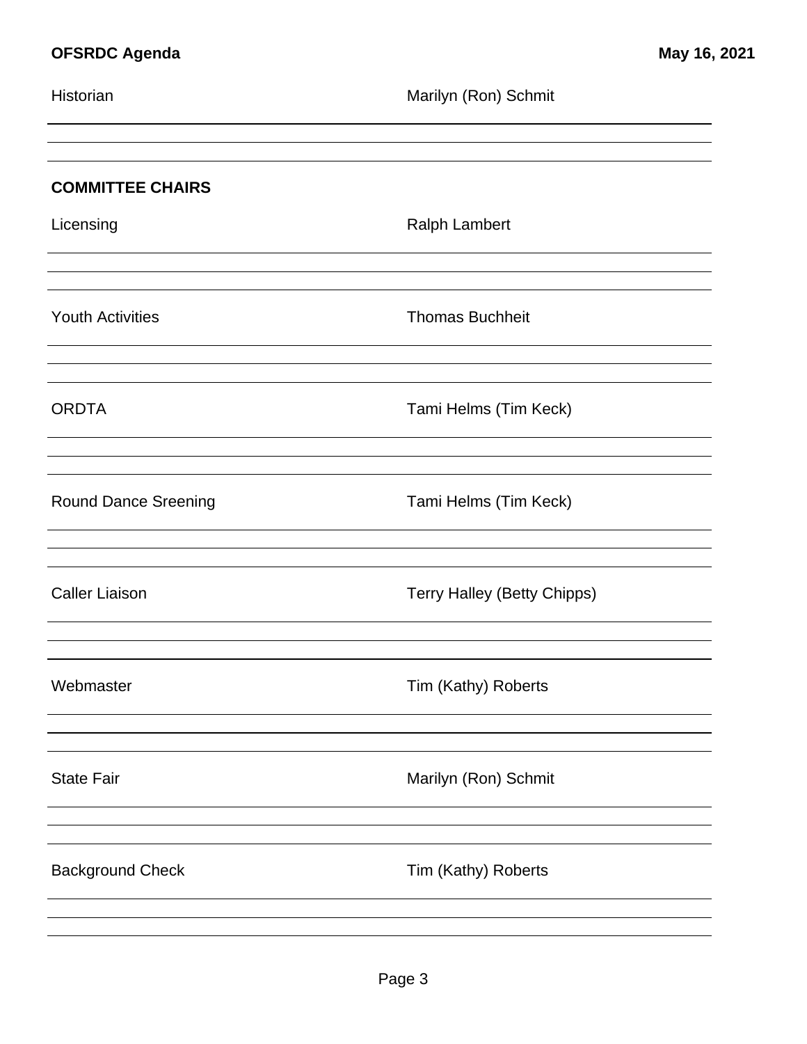Historian — Marilyn (Ron) Schmit

## COMMITTEE CHAIRS

Licensing — Ralph Lambert

Youth Activities — Thomas Buchheit

ORDTA — Tami Helms (Tim Keck)

Round Dance Sreening — Tami Helms (Tim Keck)

Caller Liaison — Terry Halley (Betty Chipps)

Webmaster — Tim (Kathy) Roberts

State Fair — Marilyn (Ron) Schmit

Background Check — Tim (Kathy) Roberts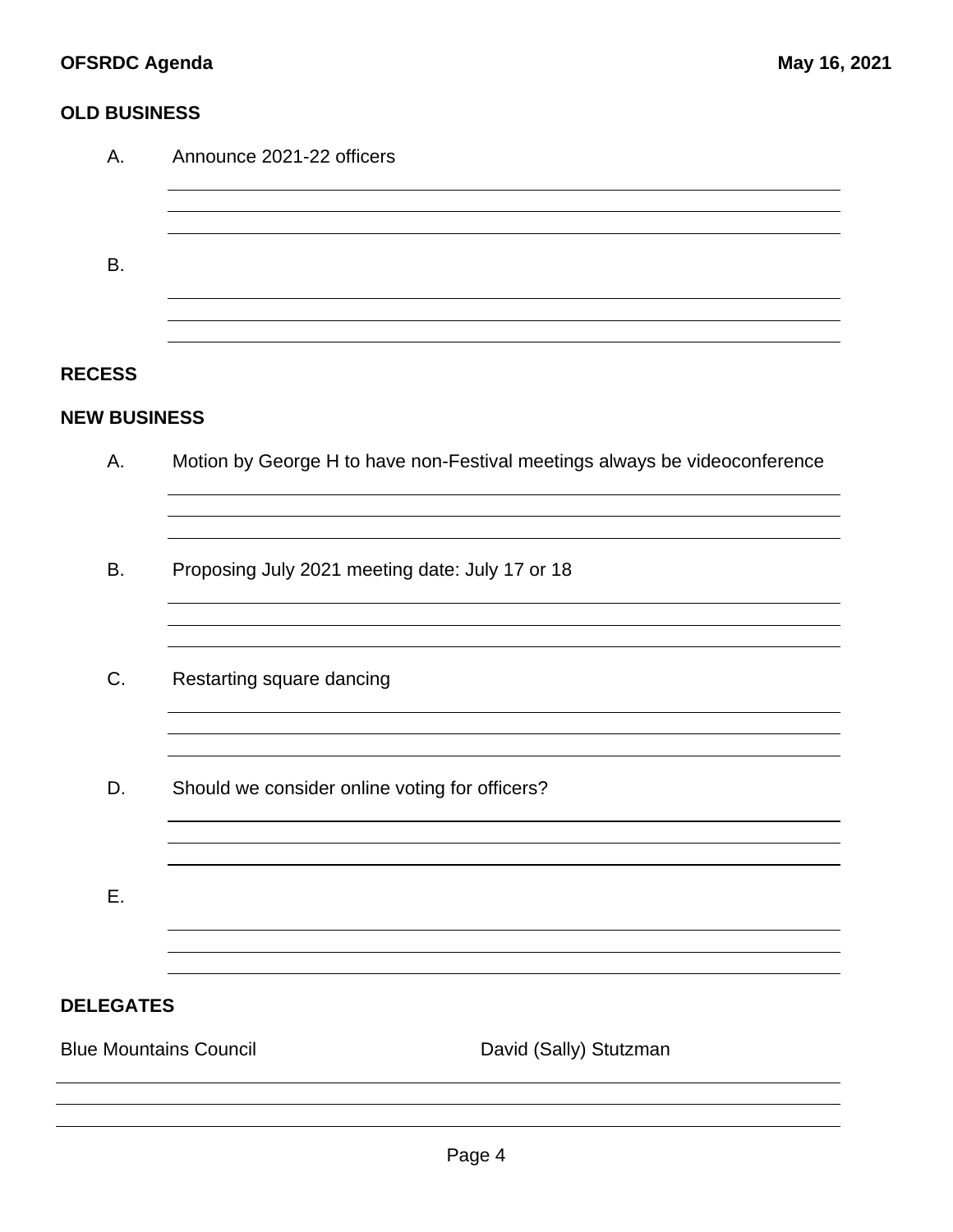## OLD BUSINESS

A. Announce 2021-22 officers

B.

## RECESS

## NEW BUSINESS

A. Motion by George H to have non-Festival meetings always be videoconference

B. Proposing July 2021 meeting date: July 17 or 18

C. Restarting square dancing

D. Should we consider online voting for officers?

E.

## DELEGATES

| | |
|---|---|
| Blue Mountains Council | David (Sally) Stutzman |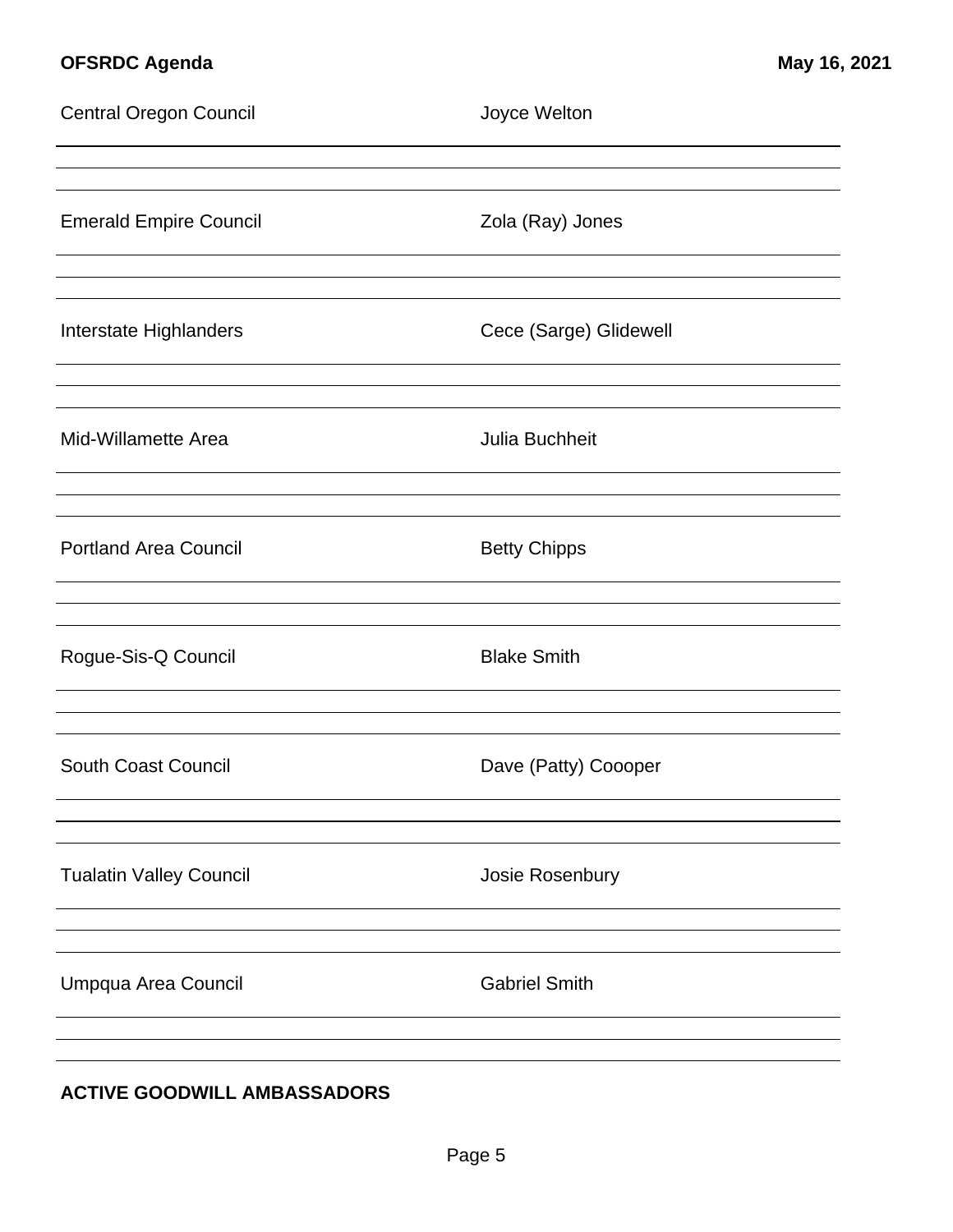| Council | Name |
|---|---|
| Central Oregon Council | Joyce Welton |
| Emerald Empire Council | Zola (Ray) Jones |
| Interstate Highlanders | Cece (Sarge) Glidewell |
| Mid-Willamette Area | Julia Buchheit |
| Portland Area Council | Betty Chipps |
| Rogue-Sis-Q Council | Blake Smith |
| South Coast Council | Dave (Patty) Coooper |
| Tualatin Valley Council | Josie Rosenbury |
| Umpqua Area Council | Gabriel Smith |

**ACTIVE GOODWILL AMBASSADORS**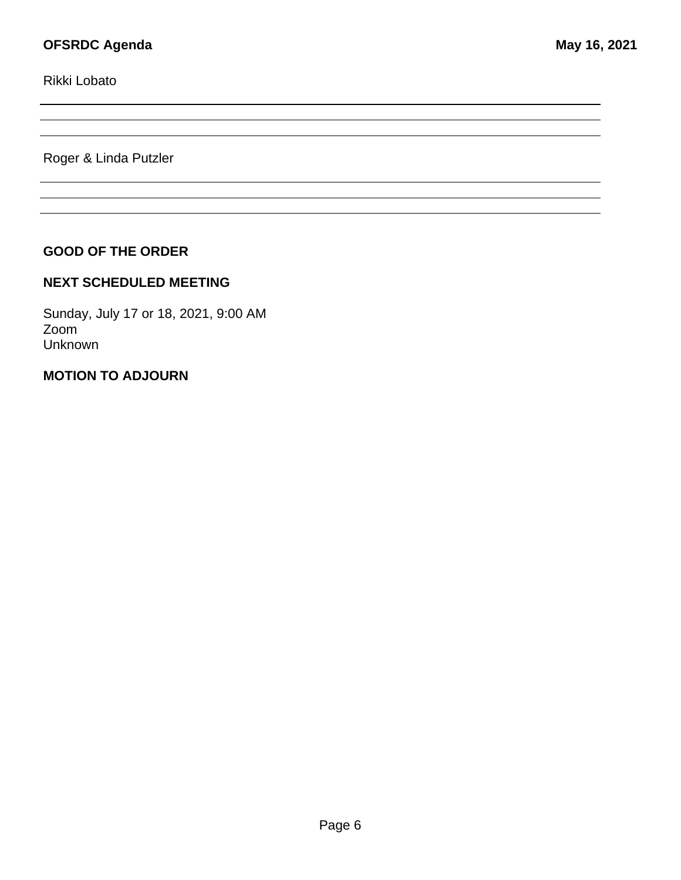Rikki Lobato

Roger & Linda Putzler

**GOOD OF THE ORDER**

**NEXT SCHEDULED MEETING**

Sunday, July 17 or 18, 2021, 9:00 AM
Zoom
Unknown

**MOTION TO ADJOURN**